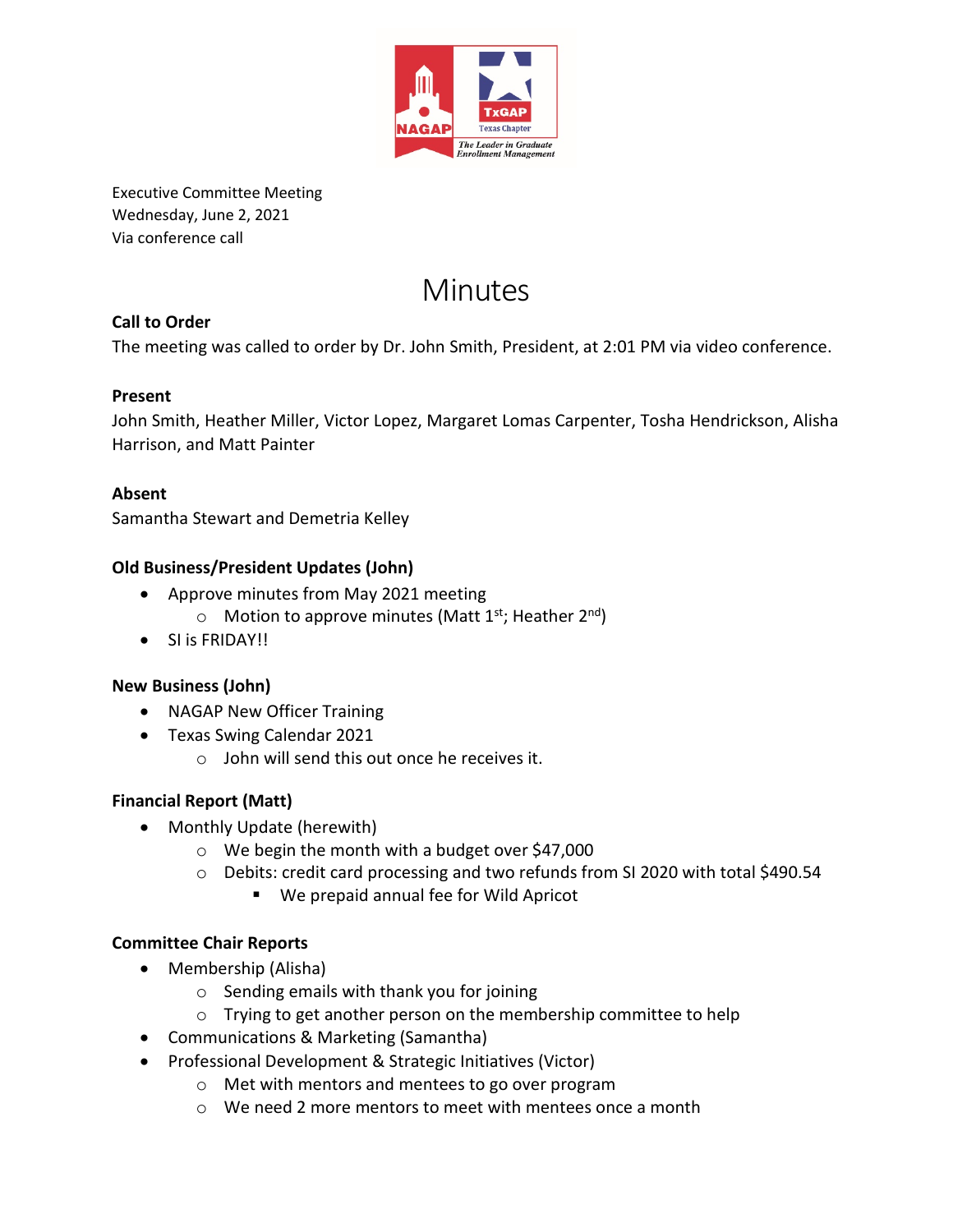Executive Committee Meeting
Wednesday, June 2, 2021
Via conference call

# Minutes

**Call to Order**

The meeting was called to order by Dr. John Smith, President, at 2:01 PM via video conference.

**Present**

John Smith, Heather Miller, Victor Lopez, Margaret Lomas Carpenter, Tosha Hendrickson, Alisha Harrison, and Matt Painter

**Absent**

Samantha Stewart and Demetria Kelley

**Old Business/President Updates (John)**

- Approve minutes from May 2021 meeting
  - Motion to approve minutes (Matt 1st; Heather 2nd)
- SI is FRIDAY!!

**New Business (John)**

- NAGAP New Officer Training
- Texas Swing Calendar 2021
  - John will send this out once he receives it.

**Financial Report (Matt)**

- Monthly Update (herewith)
  - We begin the month with a budget over $47,000
  - Debits: credit card processing and two refunds from SI 2020 with total $490.54
    - We prepaid annual fee for Wild Apricot

**Committee Chair Reports**

- Membership (Alisha)
  - Sending emails with thank you for joining
  - Trying to get another person on the membership committee to help
- Communications & Marketing (Samantha)
- Professional Development & Strategic Initiatives (Victor)
  - Met with mentors and mentees to go over program
  - We need 2 more mentors to meet with mentees once a month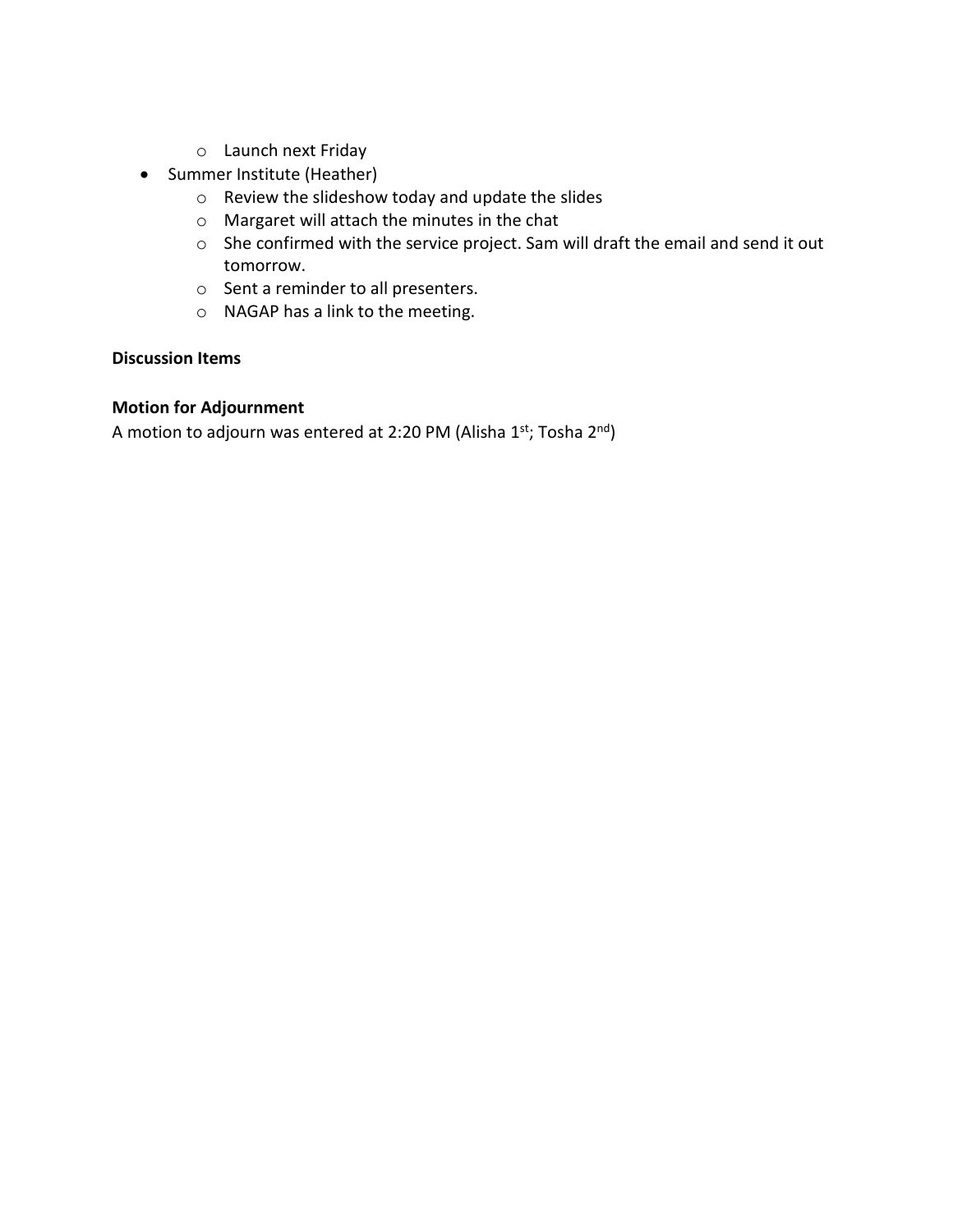- Launch next Friday
- Summer Institute (Heather)
    - Review the slideshow today and update the slides
    - Margaret will attach the minutes in the chat
    - She confirmed with the service project. Sam will draft the email and send it out tomorrow.
    - Sent a reminder to all presenters.
    - NAGAP has a link to the meeting.

**Discussion Items**

**Motion for Adjournment**

A motion to adjourn was entered at 2:20 PM (Alisha 1st; Tosha 2nd)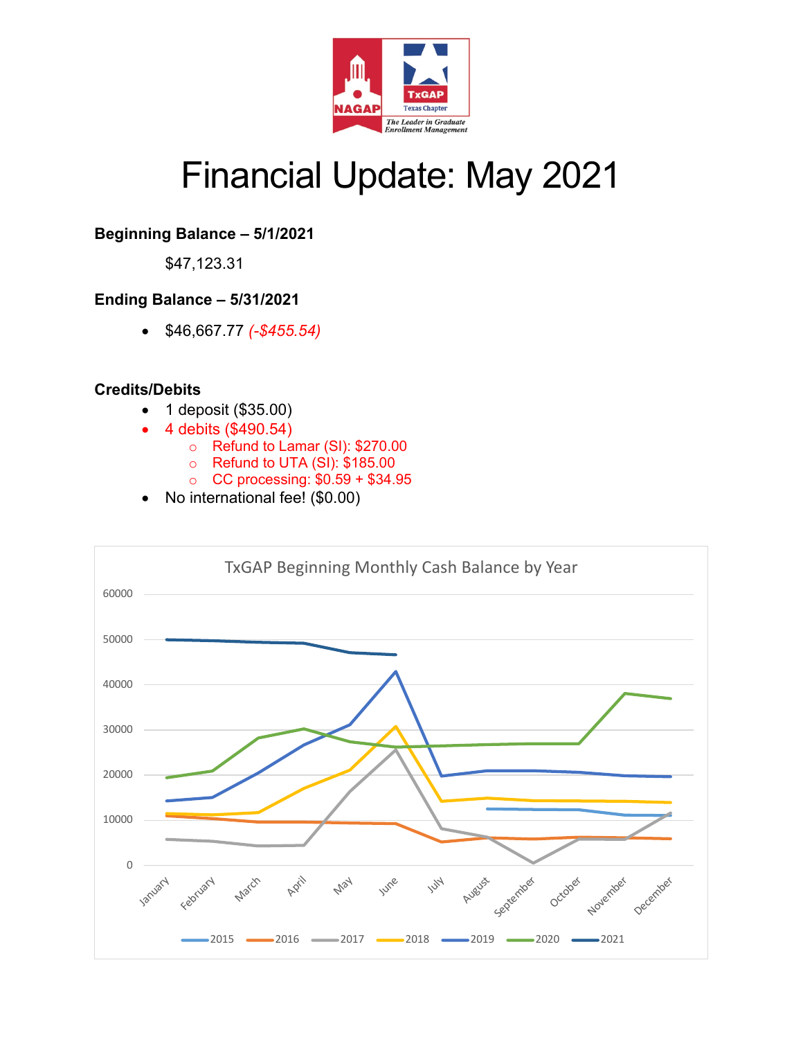# Financial Update: May 2021

**Beginning Balance – 5/1/2021**

$47,123.31

**Ending Balance – 5/31/2021**

- $46,667.77 *(-$455.54)*

**Credits/Debits**

- 1 deposit ($35.00)
- 4 debits ($490.54)
  - Refund to Lamar (SI): $270.00
  - Refund to UTA (SI): $185.00
  - CC processing: $0.59 + $34.95
- No international fee! ($0.00)

TxGAP Beginning Monthly Cash Balance by Year

60000
50000
40000
30000
20000
10000
0

January
February
March
April
May
June
July
August
September
October
November
December

2015
2016
2017
2018
2019
2020
2021